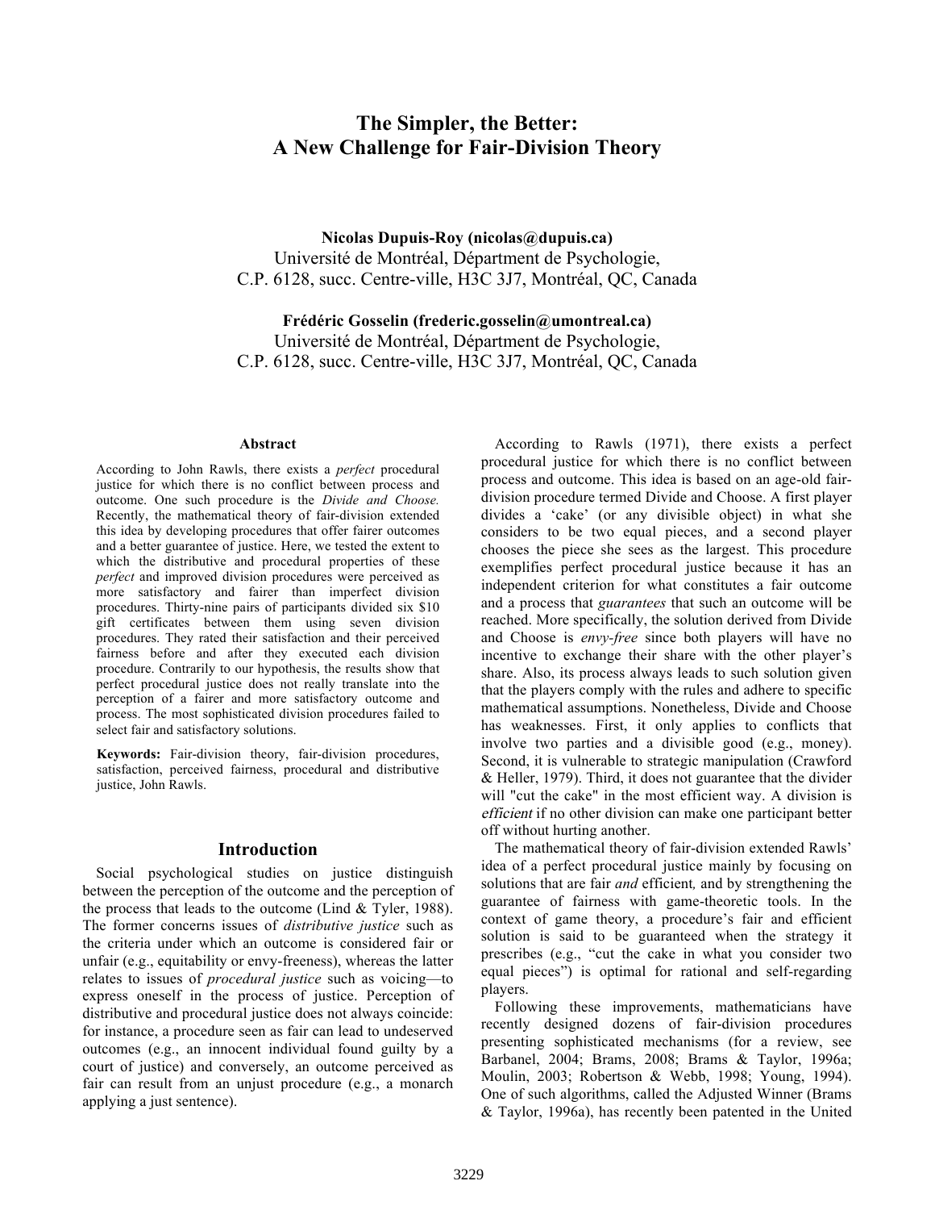# The Simpler, the Better: A New Challenge for Fair-Division Theory

**Nicolas Dupuis-Roy (nicolas@dupuis.ca)**
Université de Montréal, Départment de Psychologie,
C.P. 6128, succ. Centre-ville, H3C 3J7, Montréal, QC, Canada

**Frédéric Gosselin (frederic.gosselin@umontreal.ca)**
Université de Montréal, Départment de Psychologie,
C.P. 6128, succ. Centre-ville, H3C 3J7, Montréal, QC, Canada

## Abstract

According to John Rawls, there exists a *perfect* procedural justice for which there is no conflict between process and outcome. One such procedure is the *Divide and Choose.* Recently, the mathematical theory of fair-division extended this idea by developing procedures that offer fairer outcomes and a better guarantee of justice. Here, we tested the extent to which the distributive and procedural properties of these *perfect* and improved division procedures were perceived as more satisfactory and fairer than imperfect division procedures. Thirty-nine pairs of participants divided six $10 gift certificates between them using seven division procedures. They rated their satisfaction and their perceived fairness before and after they executed each division procedure. Contrarily to our hypothesis, the results show that perfect procedural justice does not really translate into the perception of a fairer and more satisfactory outcome and process. The most sophisticated division procedures failed to select fair and satisfactory solutions.

**Keywords:** Fair-division theory, fair-division procedures, satisfaction, perceived fairness, procedural and distributive justice, John Rawls.

## Introduction

Social psychological studies on justice distinguish between the perception of the outcome and the perception of the process that leads to the outcome (Lind & Tyler, 1988). The former concerns issues of *distributive justice* such as the criteria under which an outcome is considered fair or unfair (e.g., equitability or envy-freeness), whereas the latter relates to issues of *procedural justice* such as voicing—to express oneself in the process of justice. Perception of distributive and procedural justice does not always coincide: for instance, a procedure seen as fair can lead to undeserved outcomes (e.g., an innocent individual found guilty by a court of justice) and conversely, an outcome perceived as fair can result from an unjust procedure (e.g., a monarch applying a just sentence).

According to Rawls (1971), there exists a perfect procedural justice for which there is no conflict between process and outcome. This idea is based on an age-old fair-division procedure termed Divide and Choose. A first player divides a 'cake' (or any divisible object) in what she considers to be two equal pieces, and a second player chooses the piece she sees as the largest. This procedure exemplifies perfect procedural justice because it has an independent criterion for what constitutes a fair outcome and a process that *guarantees* that such an outcome will be reached. More specifically, the solution derived from Divide and Choose is *envy-free* since both players will have no incentive to exchange their share with the other player's share. Also, its process always leads to such solution given that the players comply with the rules and adhere to specific mathematical assumptions. Nonetheless, Divide and Choose has weaknesses. First, it only applies to conflicts that involve two parties and a divisible good (e.g., money). Second, it is vulnerable to strategic manipulation (Crawford & Heller, 1979). Third, it does not guarantee that the divider will "cut the cake" in the most efficient way. A division is *efficient* if no other division can make one participant better off without hurting another.

The mathematical theory of fair-division extended Rawls' idea of a perfect procedural justice mainly by focusing on solutions that are fair *and* efficient, and by strengthening the guarantee of fairness with game-theoretic tools. In the context of game theory, a procedure's fair and efficient solution is said to be guaranteed when the strategy it prescribes (e.g., "cut the cake in what you consider two equal pieces") is optimal for rational and self-regarding players.

Following these improvements, mathematicians have recently designed dozens of fair-division procedures presenting sophisticated mechanisms (for a review, see Barbanel, 2004; Brams, 2008; Brams & Taylor, 1996a; Moulin, 2003; Robertson & Webb, 1998; Young, 1994). One of such algorithms, called the Adjusted Winner (Brams & Taylor, 1996a), has recently been patented in the United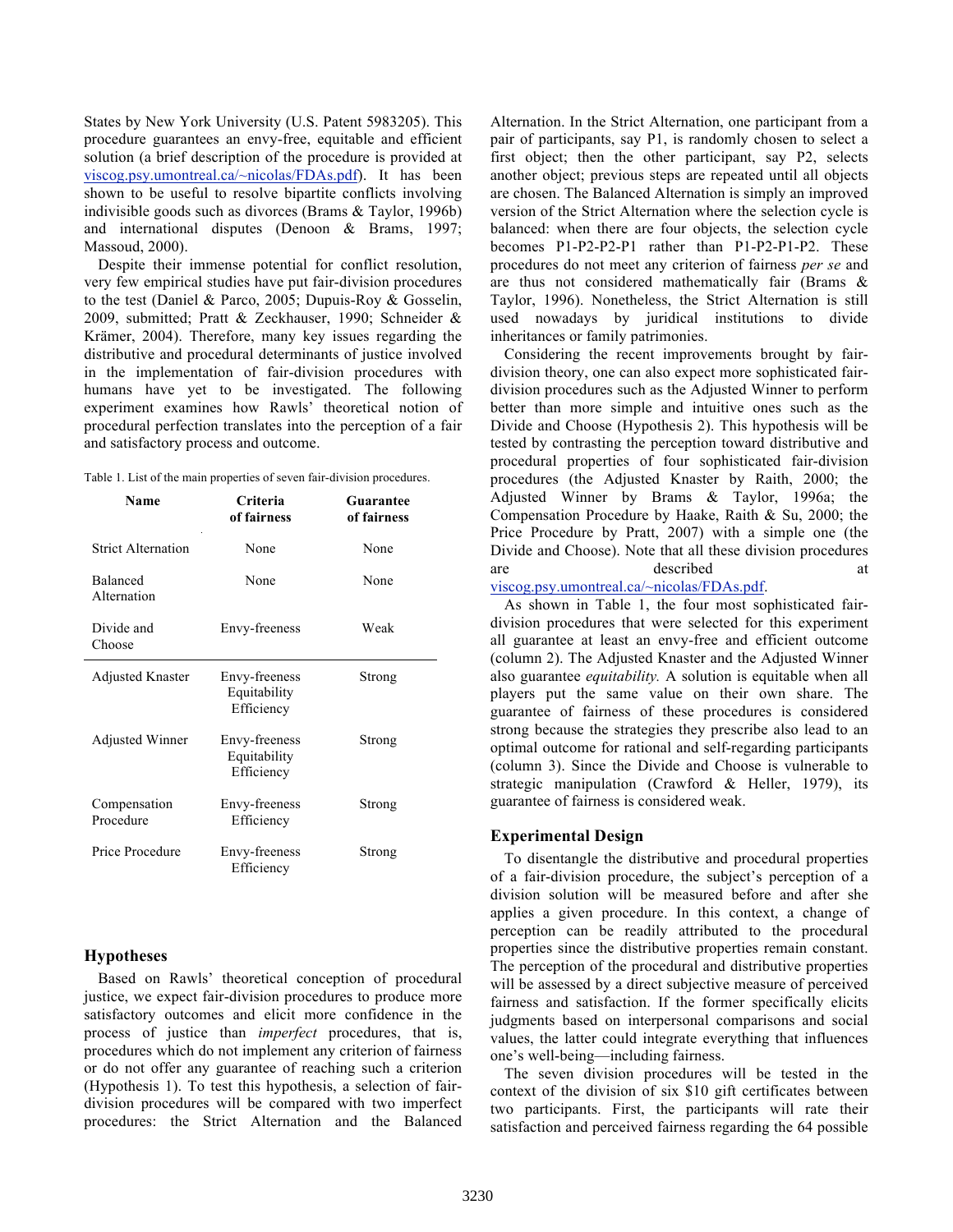States by New York University (U.S. Patent 5983205). This procedure guarantees an envy-free, equitable and efficient solution (a brief description of the procedure is provided at viscog.psy.umontreal.ca/~nicolas/FDAs.pdf). It has been shown to be useful to resolve bipartite conflicts involving indivisible goods such as divorces (Brams & Taylor, 1996b) and international disputes (Denoon & Brams, 1997; Massoud, 2000).

Despite their immense potential for conflict resolution, very few empirical studies have put fair-division procedures to the test (Daniel & Parco, 2005; Dupuis-Roy & Gosselin, 2009, submitted; Pratt & Zeckhauser, 1990; Schneider & Krämer, 2004). Therefore, many key issues regarding the distributive and procedural determinants of justice involved in the implementation of fair-division procedures with humans have yet to be investigated. The following experiment examines how Rawls' theoretical notion of procedural perfection translates into the perception of a fair and satisfactory process and outcome.

Table 1. List of the main properties of seven fair-division procedures.

| Name | Criteria of fairness | Guarantee of fairness |
|---|---|---|
| Strict Alternation | None | None |
| Balanced Alternation | None | None |
| Divide and Choose | Envy-freeness | Weak |
| Adjusted Knaster | Envy-freeness Equitability Efficiency | Strong |
| Adjusted Winner | Envy-freeness Equitability Efficiency | Strong |
| Compensation Procedure | Envy-freeness Efficiency | Strong |
| Price Procedure | Envy-freeness Efficiency | Strong |

## Hypotheses

Based on Rawls' theoretical conception of procedural justice, we expect fair-division procedures to produce more satisfactory outcomes and elicit more confidence in the process of justice than *imperfect* procedures, that is, procedures which do not implement any criterion of fairness or do not offer any guarantee of reaching such a criterion (Hypothesis 1). To test this hypothesis, a selection of fair-division procedures will be compared with two imperfect procedures: the Strict Alternation and the Balanced Alternation. In the Strict Alternation, one participant from a pair of participants, say P1, is randomly chosen to select a first object; then the other participant, say P2, selects another object; previous steps are repeated until all objects are chosen. The Balanced Alternation is simply an improved version of the Strict Alternation where the selection cycle is balanced: when there are four objects, the selection cycle becomes P1-P2-P2-P1 rather than P1-P2-P1-P2. These procedures do not meet any criterion of fairness *per se* and are thus not considered mathematically fair (Brams & Taylor, 1996). Nonetheless, the Strict Alternation is still used nowadays by juridical institutions to divide inheritances or family patrimonies.

Considering the recent improvements brought by fair-division theory, one can also expect more sophisticated fair-division procedures such as the Adjusted Winner to perform better than more simple and intuitive ones such as the Divide and Choose (Hypothesis 2). This hypothesis will be tested by contrasting the perception toward distributive and procedural properties of four sophisticated fair-division procedures (the Adjusted Knaster by Raith, 2000; the Adjusted Winner by Brams & Taylor, 1996a; the Compensation Procedure by Haake, Raith & Su, 2000; the Price Procedure by Pratt, 2007) with a simple one (the Divide and Choose). Note that all these division procedures are described at viscog.psy.umontreal.ca/~nicolas/FDAs.pdf.

As shown in Table 1, the four most sophisticated fair-division procedures that were selected for this experiment all guarantee at least an envy-free and efficient outcome (column 2). The Adjusted Knaster and the Adjusted Winner also guarantee *equitability.* A solution is equitable when all players put the same value on their own share. The guarantee of fairness of these procedures is considered strong because the strategies they prescribe also lead to an optimal outcome for rational and self-regarding participants (column 3). Since the Divide and Choose is vulnerable to strategic manipulation (Crawford & Heller, 1979), its guarantee of fairness is considered weak.

## Experimental Design

To disentangle the distributive and procedural properties of a fair-division procedure, the subject's perception of a division solution will be measured before and after she applies a given procedure. In this context, a change of perception can be readily attributed to the procedural properties since the distributive properties remain constant. The perception of the procedural and distributive properties will be assessed by a direct subjective measure of perceived fairness and satisfaction. If the former specifically elicits judgments based on interpersonal comparisons and social values, the latter could integrate everything that influences one's well-being—including fairness.

The seven division procedures will be tested in the context of the division of six $10 gift certificates between two participants. First, the participants will rate their satisfaction and perceived fairness regarding the 64 possible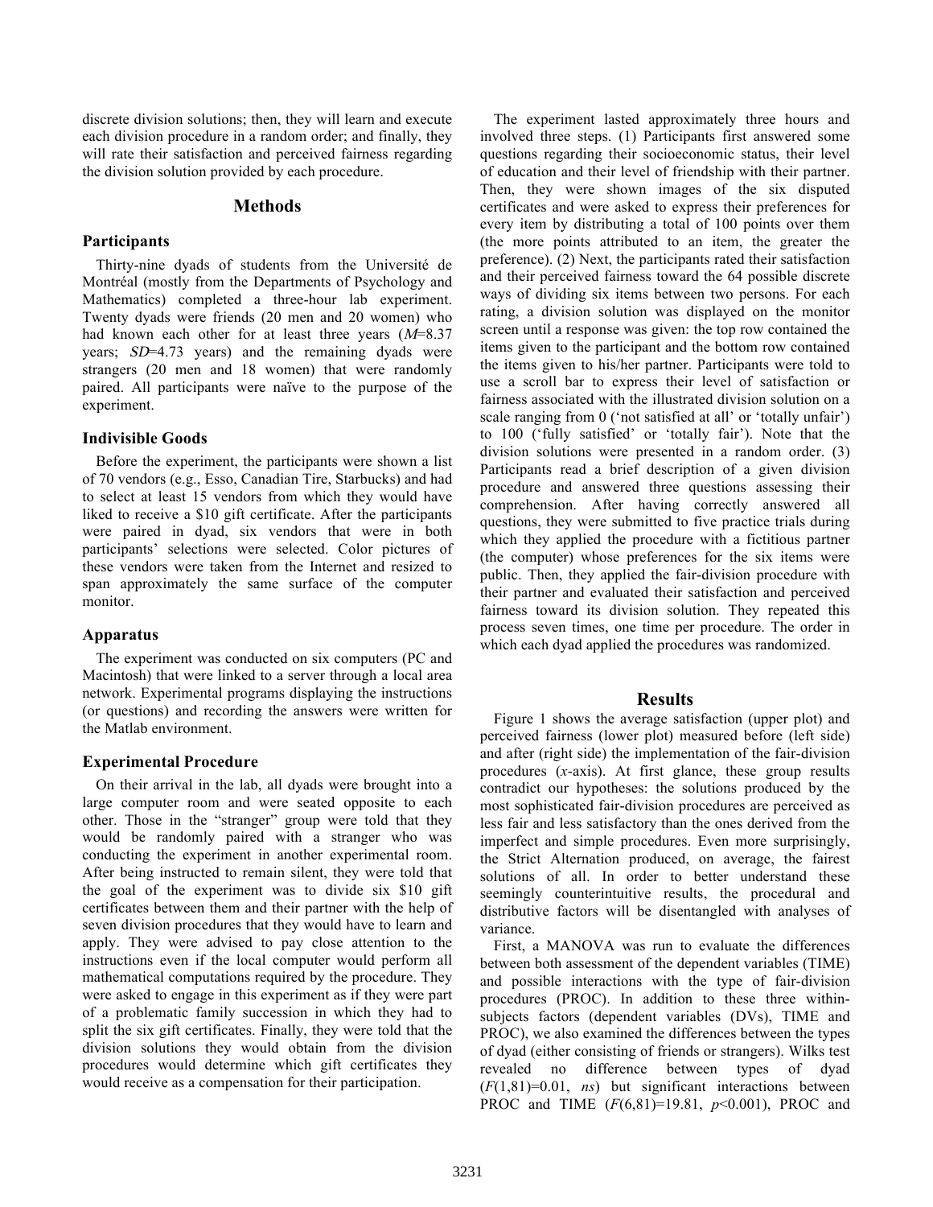discrete division solutions; then, they will learn and execute each division procedure in a random order; and finally, they will rate their satisfaction and perceived fairness regarding the division solution provided by each procedure.

## Methods

### Participants

Thirty-nine dyads of students from the Université de Montréal (mostly from the Departments of Psychology and Mathematics) completed a three-hour lab experiment. Twenty dyads were friends (20 men and 20 women) who had known each other for at least three years ($M$=8.37 years; $SD$=4.73 years) and the remaining dyads were strangers (20 men and 18 women) that were randomly paired. All participants were naïve to the purpose of the experiment.

### Indivisible Goods

Before the experiment, the participants were shown a list of 70 vendors (e.g., Esso, Canadian Tire, Starbucks) and had to select at least 15 vendors from which they would have liked to receive a $10 gift certificate. After the participants were paired in dyad, six vendors that were in both participants' selections were selected. Color pictures of these vendors were taken from the Internet and resized to span approximately the same surface of the computer monitor.

### Apparatus

The experiment was conducted on six computers (PC and Macintosh) that were linked to a server through a local area network. Experimental programs displaying the instructions (or questions) and recording the answers were written for the Matlab environment.

### Experimental Procedure

On their arrival in the lab, all dyads were brought into a large computer room and were seated opposite to each other. Those in the "stranger" group were told that they would be randomly paired with a stranger who was conducting the experiment in another experimental room. After being instructed to remain silent, they were told that the goal of the experiment was to divide six $10 gift certificates between them and their partner with the help of seven division procedures that they would have to learn and apply. They were advised to pay close attention to the instructions even if the local computer would perform all mathematical computations required by the procedure. They were asked to engage in this experiment as if they were part of a problematic family succession in which they had to split the six gift certificates. Finally, they were told that the division solutions they would obtain from the division procedures would determine which gift certificates they would receive as a compensation for their participation.

The experiment lasted approximately three hours and involved three steps. (1) Participants first answered some questions regarding their socioeconomic status, their level of education and their level of friendship with their partner. Then, they were shown images of the six disputed certificates and were asked to express their preferences for every item by distributing a total of 100 points over them (the more points attributed to an item, the greater the preference). (2) Next, the participants rated their satisfaction and their perceived fairness toward the 64 possible discrete ways of dividing six items between two persons. For each rating, a division solution was displayed on the monitor screen until a response was given: the top row contained the items given to the participant and the bottom row contained the items given to his/her partner. Participants were told to use a scroll bar to express their level of satisfaction or fairness associated with the illustrated division solution on a scale ranging from 0 ('not satisfied at all' or 'totally unfair') to 100 ('fully satisfied' or 'totally fair'). Note that the division solutions were presented in a random order. (3) Participants read a brief description of a given division procedure and answered three questions assessing their comprehension. After having correctly answered all questions, they were submitted to five practice trials during which they applied the procedure with a fictitious partner (the computer) whose preferences for the six items were public. Then, they applied the fair-division procedure with their partner and evaluated their satisfaction and perceived fairness toward its division solution. They repeated this process seven times, one time per procedure. The order in which each dyad applied the procedures was randomized.

## Results

Figure 1 shows the average satisfaction (upper plot) and perceived fairness (lower plot) measured before (left side) and after (right side) the implementation of the fair-division procedures ($x$-axis). At first glance, these group results contradict our hypotheses: the solutions produced by the most sophisticated fair-division procedures are perceived as less fair and less satisfactory than the ones derived from the imperfect and simple procedures. Even more surprisingly, the Strict Alternation produced, on average, the fairest solutions of all. In order to better understand these seemingly counterintuitive results, the procedural and distributive factors will be disentangled with analyses of variance.

First, a MANOVA was run to evaluate the differences between both assessment of the dependent variables (TIME) and possible interactions with the type of fair-division procedures (PROC). In addition to these three within-subjects factors (dependent variables (DVs), TIME and PROC), we also examined the differences between the types of dyad (either consisting of friends or strangers). Wilks test revealed no difference between types of dyad ($F(1,81)=0.01$, *ns*) but significant interactions between PROC and TIME ($F(6,81)=19.81$, $p<0.001$), PROC and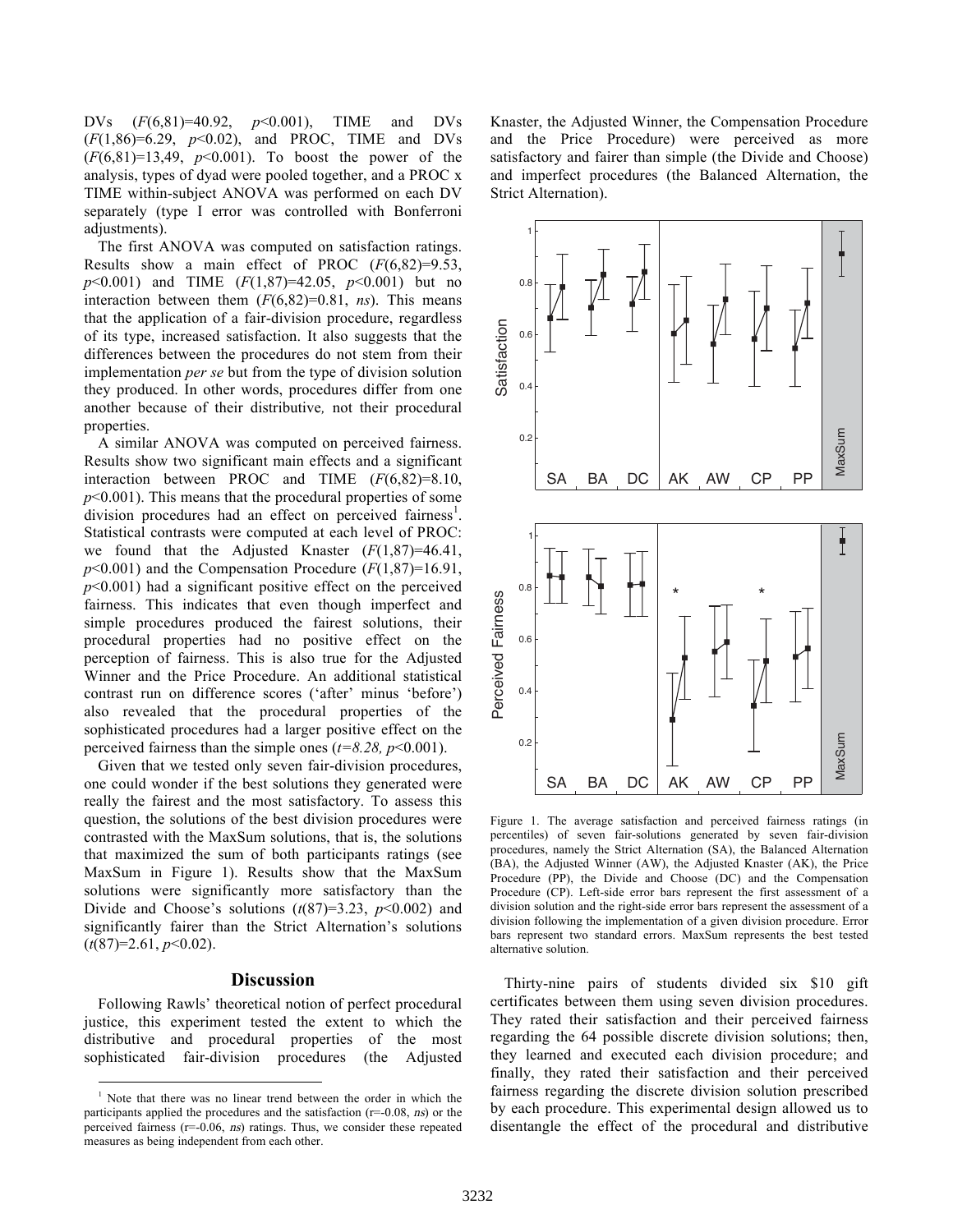DVs ($F(6,81)=40.92$, $p<0.001$), TIME and DVs ($F(1,86)=6.29$, $p<0.02$), and PROC, TIME and DVs ($F(6,81)=13,49$, $p<0.001$). To boost the power of the analysis, types of dyad were pooled together, and a PROC x TIME within-subject ANOVA was performed on each DV separately (type I error was controlled with Bonferroni adjustments).

The first ANOVA was computed on satisfaction ratings. Results show a main effect of PROC ($F(6,82)=9.53$, $p<0.001$) and TIME ($F(1,87)=42.05$, $p<0.001$) but no interaction between them ($F(6,82)=0.81$, *ns*). This means that the application of a fair-division procedure, regardless of its type, increased satisfaction. It also suggests that the differences between the procedures do not stem from their implementation *per se* but from the type of division solution they produced. In other words, procedures differ from one another because of their distributive*,* not their procedural properties.

A similar ANOVA was computed on perceived fairness. Results show two significant main effects and a significant interaction between PROC and TIME ($F(6,82)=8.10$, $p<0.001$). This means that the procedural properties of some division procedures had an effect on perceived fairness[1]. Statistical contrasts were computed at each level of PROC: we found that the Adjusted Knaster ($F(1,87)=46.41$, $p<0.001$) and the Compensation Procedure ($F(1,87)=16.91$, $p<0.001$) had a significant positive effect on the perceived fairness. This indicates that even though imperfect and simple procedures produced the fairest solutions, their procedural properties had no positive effect on the perception of fairness. This is also true for the Adjusted Winner and the Price Procedure. An additional statistical contrast run on difference scores ('after' minus 'before') also revealed that the procedural properties of the sophisticated procedures had a larger positive effect on the perceived fairness than the simple ones ($t=8.28$, $p<0.001$).

Given that we tested only seven fair-division procedures, one could wonder if the best solutions they generated were really the fairest and the most satisfactory. To assess this question, the solutions of the best division procedures were contrasted with the MaxSum solutions, that is, the solutions that maximized the sum of both participants ratings (see MaxSum in Figure 1). Results show that the MaxSum solutions were significantly more satisfactory than the Divide and Choose's solutions ($t(87)=3.23$, $p<0.002$) and significantly fairer than the Strict Alternation's solutions ($t(87)=2.61$, $p<0.02$).

## Discussion

Following Rawls' theoretical notion of perfect procedural justice, this experiment tested the extent to which the distributive and procedural properties of the most sophisticated fair-division procedures (the Adjusted Knaster, the Adjusted Winner, the Compensation Procedure and the Price Procedure) were perceived as more satisfactory and fairer than simple (the Divide and Choose) and imperfect procedures (the Balanced Alternation, the Strict Alternation).

Figure 1. The average satisfaction and perceived fairness ratings (in percentiles) of seven fair-solutions generated by seven fair-division procedures, namely the Strict Alternation (SA), the Balanced Alternation (BA), the Adjusted Winner (AW), the Adjusted Knaster (AK), the Price Procedure (PP), the Divide and Choose (DC) and the Compensation Procedure (CP). Left-side error bars represent the first assessment of a division solution and the right-side error bars represent the assessment of a division following the implementation of a given division procedure. Error bars represent two standard errors. MaxSum represents the best tested alternative solution.

Thirty-nine pairs of students divided six \$10 gift certificates between them using seven division procedures. They rated their satisfaction and their perceived fairness regarding the 64 possible discrete division solutions; then, they learned and executed each division procedure; and finally, they rated their satisfaction and their perceived fairness regarding the discrete division solution prescribed by each procedure. This experimental design allowed us to disentangle the effect of the procedural and distributive

[1] Note that there was no linear trend between the order in which the participants applied the procedures and the satisfaction ($r=-0.08$, *ns*) or the perceived fairness ($r=-0.06$, *ns*) ratings. Thus, we consider these repeated measures as being independent from each other.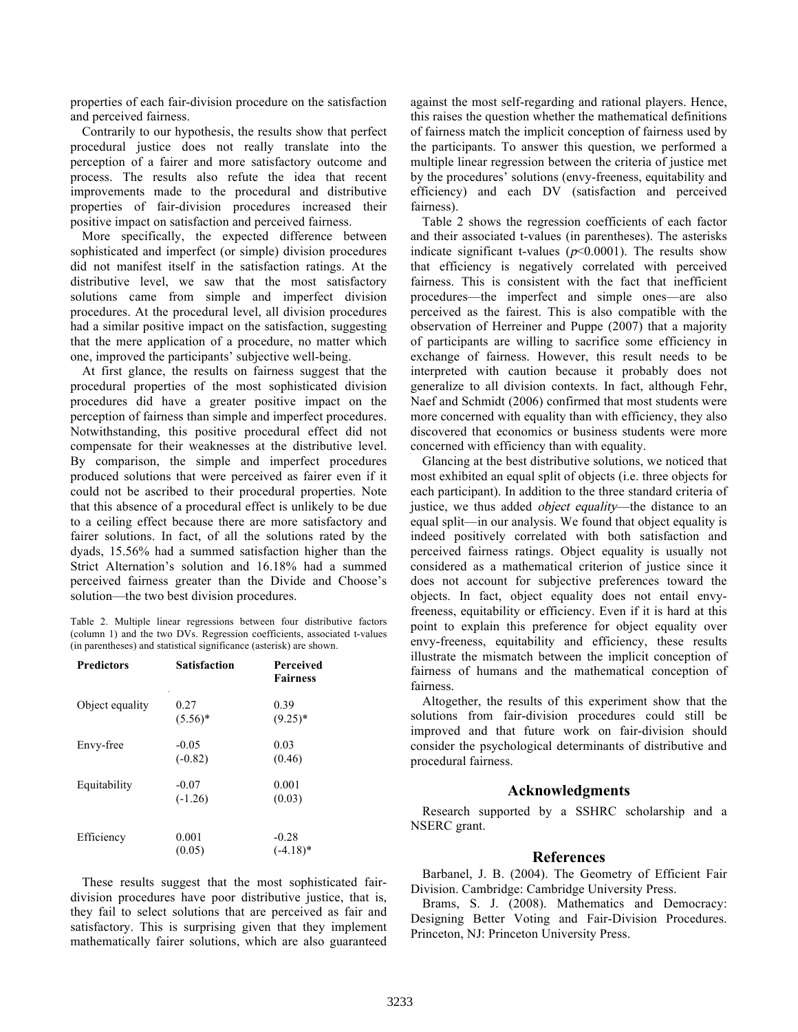properties of each fair-division procedure on the satisfaction and perceived fairness.

Contrarily to our hypothesis, the results show that perfect procedural justice does not really translate into the perception of a fairer and more satisfactory outcome and process. The results also refute the idea that recent improvements made to the procedural and distributive properties of fair-division procedures increased their positive impact on satisfaction and perceived fairness.

More specifically, the expected difference between sophisticated and imperfect (or simple) division procedures did not manifest itself in the satisfaction ratings. At the distributive level, we saw that the most satisfactory solutions came from simple and imperfect division procedures. At the procedural level, all division procedures had a similar positive impact on the satisfaction, suggesting that the mere application of a procedure, no matter which one, improved the participants' subjective well-being.

At first glance, the results on fairness suggest that the procedural properties of the most sophisticated division procedures did have a greater positive impact on the perception of fairness than simple and imperfect procedures. Notwithstanding, this positive procedural effect did not compensate for their weaknesses at the distributive level. By comparison, the simple and imperfect procedures produced solutions that were perceived as fairer even if it could not be ascribed to their procedural properties. Note that this absence of a procedural effect is unlikely to be due to a ceiling effect because there are more satisfactory and fairer solutions. In fact, of all the solutions rated by the dyads, 15.56% had a summed satisfaction higher than the Strict Alternation's solution and 16.18% had a summed perceived fairness greater than the Divide and Choose's solution—the two best division procedures.

Table 2. Multiple linear regressions between four distributive factors (column 1) and the two DVs. Regression coefficients, associated t-values (in parentheses) and statistical significance (asterisk) are shown.

| Predictors | Satisfaction | Perceived Fairness |
|---|---|---|
| Object equality | 0.27 (5.56)* | 0.39 (9.25)* |
| Envy-free | -0.05 (-0.82) | 0.03 (0.46) |
| Equitability | -0.07 (-1.26) | 0.001 (0.03) |
| Efficiency | 0.001 (0.05) | -0.28 (-4.18)* |

These results suggest that the most sophisticated fair-division procedures have poor distributive justice, that is, they fail to select solutions that are perceived as fair and satisfactory. This is surprising given that they implement mathematically fairer solutions, which are also guaranteed against the most self-regarding and rational players. Hence, this raises the question whether the mathematical definitions of fairness match the implicit conception of fairness used by the participants. To answer this question, we performed a multiple linear regression between the criteria of justice met by the procedures' solutions (envy-freeness, equitability and efficiency) and each DV (satisfaction and perceived fairness).

Table 2 shows the regression coefficients of each factor and their associated t-values (in parentheses). The asterisks indicate significant t-values ($p<0.0001$). The results show that efficiency is negatively correlated with perceived fairness. This is consistent with the fact that inefficient procedures—the imperfect and simple ones—are also perceived as the fairest. This is also compatible with the observation of Herreiner and Puppe (2007) that a majority of participants are willing to sacrifice some efficiency in exchange of fairness. However, this result needs to be interpreted with caution because it probably does not generalize to all division contexts. In fact, although Fehr, Naef and Schmidt (2006) confirmed that most students were more concerned with equality than with efficiency, they also discovered that economics or business students were more concerned with efficiency than with equality.

Glancing at the best distributive solutions, we noticed that most exhibited an equal split of objects (i.e. three objects for each participant). In addition to the three standard criteria of justice, we thus added *object equality*—the distance to an equal split—in our analysis. We found that object equality is indeed positively correlated with both satisfaction and perceived fairness ratings. Object equality is usually not considered as a mathematical criterion of justice since it does not account for subjective preferences toward the objects. In fact, object equality does not entail envy-freeness, equitability or efficiency. Even if it is hard at this point to explain this preference for object equality over envy-freeness, equitability and efficiency, these results illustrate the mismatch between the implicit conception of fairness of humans and the mathematical conception of fairness.

Altogether, the results of this experiment show that the solutions from fair-division procedures could still be improved and that future work on fair-division should consider the psychological determinants of distributive and procedural fairness.

## Acknowledgments

Research supported by a SSHRC scholarship and a NSERC grant.

## References

Barbanel, J. B. (2004). The Geometry of Efficient Fair Division. Cambridge: Cambridge University Press.

Brams, S. J. (2008). Mathematics and Democracy: Designing Better Voting and Fair-Division Procedures. Princeton, NJ: Princeton University Press.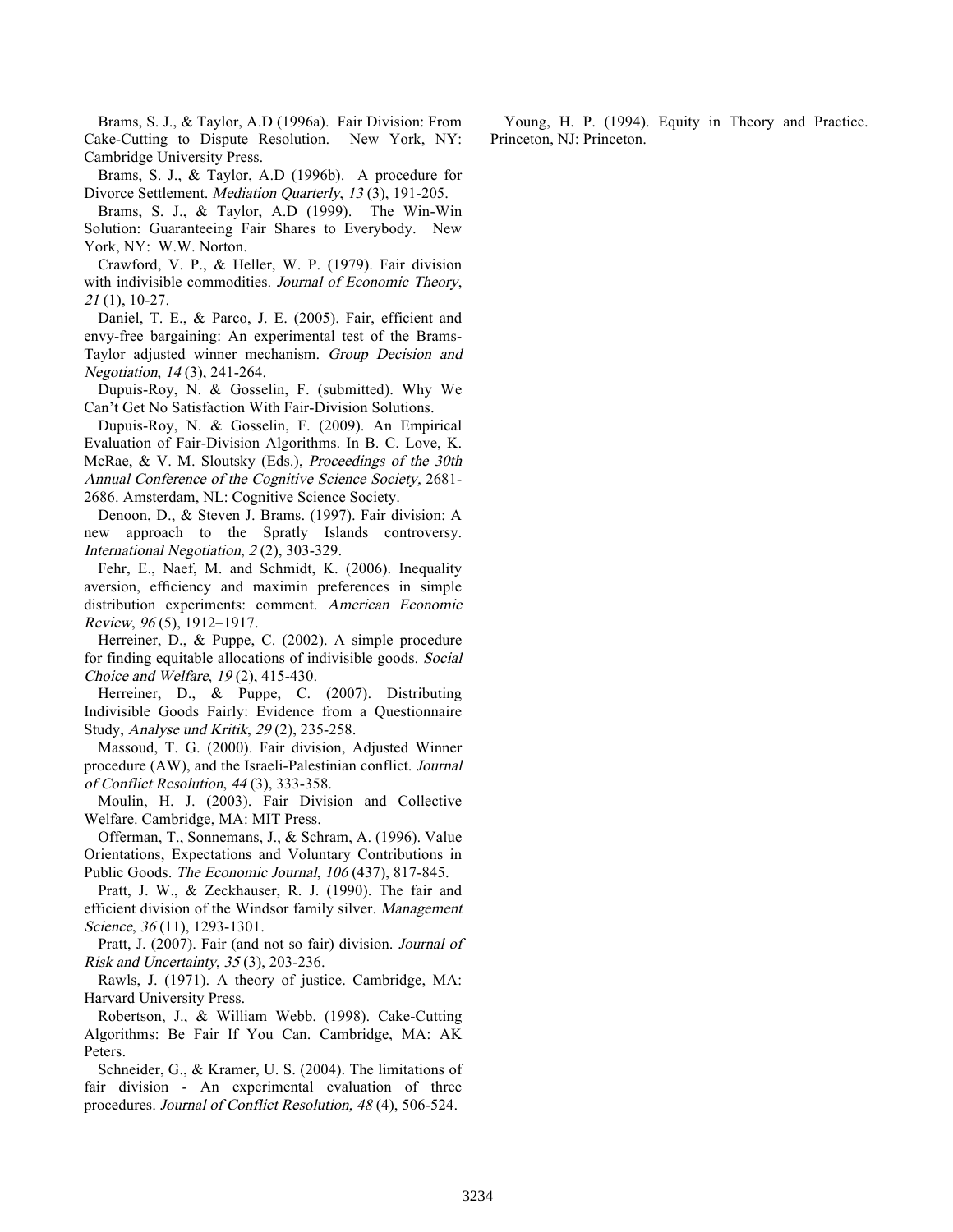Brams, S. J., & Taylor, A.D (1996a). Fair Division: From Cake-Cutting to Dispute Resolution. New York, NY: Cambridge University Press.

Brams, S. J., & Taylor, A.D (1996b). A procedure for Divorce Settlement. *Mediation Quarterly*, *13* (3), 191-205.

Brams, S. J., & Taylor, A.D (1999). The Win-Win Solution: Guaranteeing Fair Shares to Everybody. New York, NY: W.W. Norton.

Crawford, V. P., & Heller, W. P. (1979). Fair division with indivisible commodities. *Journal of Economic Theory*, *21* (1), 10-27.

Daniel, T. E., & Parco, J. E. (2005). Fair, efficient and envy-free bargaining: An experimental test of the Brams-Taylor adjusted winner mechanism. *Group Decision and Negotiation*, *14* (3), 241-264.

Dupuis-Roy, N. & Gosselin, F. (submitted). Why We Can't Get No Satisfaction With Fair-Division Solutions.

Dupuis-Roy, N. & Gosselin, F. (2009). An Empirical Evaluation of Fair-Division Algorithms. In B. C. Love, K. McRae, & V. M. Sloutsky (Eds.), *Proceedings of the 30th Annual Conference of the Cognitive Science Society,* 2681-2686. Amsterdam, NL: Cognitive Science Society.

Denoon, D., & Steven J. Brams. (1997). Fair division: A new approach to the Spratly Islands controversy. *International Negotiation*, *2* (2), 303-329.

Fehr, E., Naef, M. and Schmidt, K. (2006). Inequality aversion, efficiency and maximin preferences in simple distribution experiments: comment. *American Economic Review*, *96* (5), 1912–1917.

Herreiner, D., & Puppe, C. (2002). A simple procedure for finding equitable allocations of indivisible goods. *Social Choice and Welfare*, *19* (2), 415-430.

Herreiner, D., & Puppe, C. (2007). Distributing Indivisible Goods Fairly: Evidence from a Questionnaire Study, *Analyse und Kritik*, *29* (2), 235-258.

Massoud, T. G. (2000). Fair division, Adjusted Winner procedure (AW), and the Israeli-Palestinian conflict. *Journal of Conflict Resolution*, *44* (3), 333-358.

Moulin, H. J. (2003). Fair Division and Collective Welfare. Cambridge, MA: MIT Press.

Offerman, T., Sonnemans, J., & Schram, A. (1996). Value Orientations, Expectations and Voluntary Contributions in Public Goods. *The Economic Journal*, *106* (437), 817-845.

Pratt, J. W., & Zeckhauser, R. J. (1990). The fair and efficient division of the Windsor family silver. *Management Science*, *36* (11), 1293-1301.

Pratt, J. (2007). Fair (and not so fair) division. *Journal of Risk and Uncertainty*, *35* (3), 203-236.

Rawls, J. (1971). A theory of justice. Cambridge, MA: Harvard University Press.

Robertson, J., & William Webb. (1998). Cake-Cutting Algorithms: Be Fair If You Can. Cambridge, MA: AK Peters.

Schneider, G., & Kramer, U. S. (2004). The limitations of fair division - An experimental evaluation of three procedures. *Journal of Conflict Resolution, 48* (4), 506-524.

Young, H. P. (1994). Equity in Theory and Practice. Princeton, NJ: Princeton.